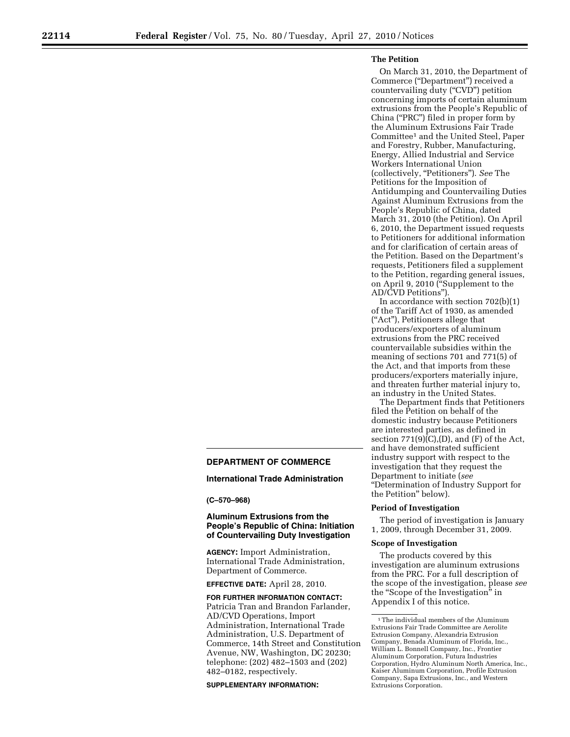## DEPARTMENT OF COMMERCE

### International Trade Administration

**(C–570–968)**

### Aluminum Extrusions from the People's Republic of China: Initiation of Countervailing Duty Investigation

**AGENCY:** Import Administration, International Trade Administration, Department of Commerce.

**EFFECTIVE DATE:** April 28, 2010.

**FOR FURTHER INFORMATION CONTACT:** Patricia Tran and Brandon Farlander, AD/CVD Operations, Import Administration, International Trade Administration, U.S. Department of Commerce, 14th Street and Constitution Avenue, NW, Washington, DC 20230; telephone: (202) 482–1503 and (202) 482–0182, respectively.

**SUPPLEMENTARY INFORMATION:**

#### The Petition

On March 31, 2010, the Department of Commerce ("Department") received a countervailing duty ("CVD") petition concerning imports of certain aluminum extrusions from the People's Republic of China ("PRC") filed in proper form by the Aluminum Extrusions Fair Trade Committee[1] and the United Steel, Paper and Forestry, Rubber, Manufacturing, Energy, Allied Industrial and Service Workers International Union (collectively, "Petitioners"). *See* The Petitions for the Imposition of Antidumping and Countervailing Duties Against Aluminum Extrusions from the People's Republic of China, dated March 31, 2010 (the Petition). On April 6, 2010, the Department issued requests to Petitioners for additional information and for clarification of certain areas of the Petition. Based on the Department's requests, Petitioners filed a supplement to the Petition, regarding general issues, on April 9, 2010 ("Supplement to the AD/CVD Petitions").

In accordance with section 702(b)(1) of the Tariff Act of 1930, as amended ("Act"), Petitioners allege that producers/exporters of aluminum extrusions from the PRC received countervailable subsidies within the meaning of sections 701 and 771(5) of the Act, and that imports from these producers/exporters materially injure, and threaten further material injury to, an industry in the United States.

The Department finds that Petitioners filed the Petition on behalf of the domestic industry because Petitioners are interested parties, as defined in section 771(9)(C),(D), and (F) of the Act, and have demonstrated sufficient industry support with respect to the investigation that they request the Department to initiate (*see* "Determination of Industry Support for the Petition" below).

#### Period of Investigation

The period of investigation is January 1, 2009, through December 31, 2009.

#### Scope of Investigation

The products covered by this investigation are aluminum extrusions from the PRC. For a full description of the scope of the investigation, please *see* the "Scope of the Investigation" in Appendix I of this notice.

[1] The individual members of the Aluminum Extrusions Fair Trade Committee are Aerolite Extrusion Company, Alexandria Extrusion Company, Benada Aluminum of Florida, Inc., William L. Bonnell Company, Inc., Frontier Aluminum Corporation, Futura Industries Corporation, Hydro Aluminum North America, Inc., Kaiser Aluminum Corporation, Profile Extrusion Company, Sapa Extrusions, Inc., and Western Extrusions Corporation.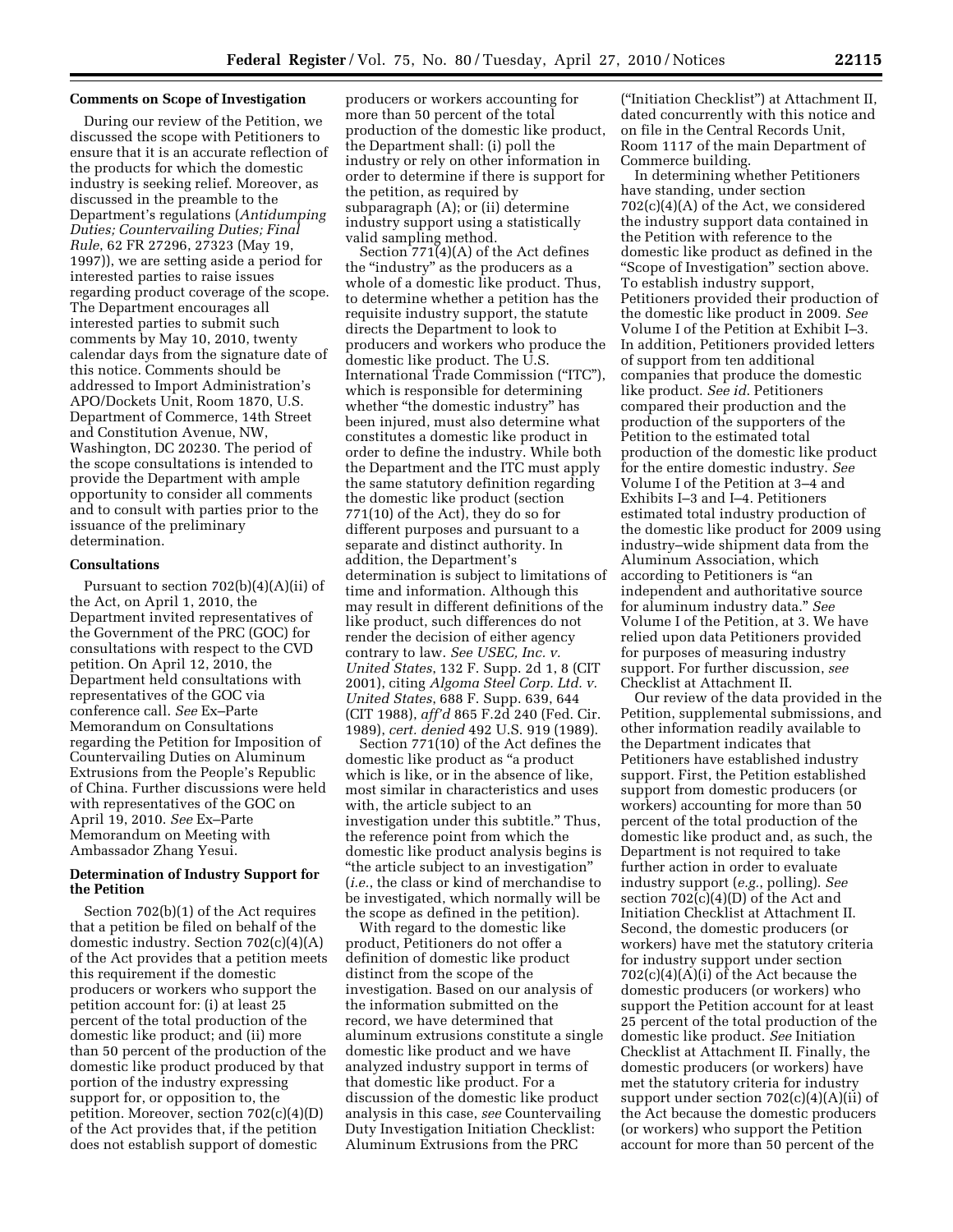### Comments on Scope of Investigation

During our review of the Petition, we discussed the scope with Petitioners to ensure that it is an accurate reflection of the products for which the domestic industry is seeking relief. Moreover, as discussed in the preamble to the Department's regulations (*Antidumping Duties; Countervailing Duties; Final Rule*, 62 FR 27296, 27323 (May 19, 1997)), we are setting aside a period for interested parties to raise issues regarding product coverage of the scope. The Department encourages all interested parties to submit such comments by May 10, 2010, twenty calendar days from the signature date of this notice. Comments should be addressed to Import Administration's APO/Dockets Unit, Room 1870, U.S. Department of Commerce, 14th Street and Constitution Avenue, NW, Washington, DC 20230. The period of the scope consultations is intended to provide the Department with ample opportunity to consider all comments and to consult with parties prior to the issuance of the preliminary determination.

### Consultations

Pursuant to section 702(b)(4)(A)(ii) of the Act, on April 1, 2010, the Department invited representatives of the Government of the PRC (GOC) for consultations with respect to the CVD petition. On April 12, 2010, the Department held consultations with representatives of the GOC via conference call. *See* Ex–Parte Memorandum on Consultations regarding the Petition for Imposition of Countervailing Duties on Aluminum Extrusions from the People's Republic of China. Further discussions were held with representatives of the GOC on April 19, 2010. *See* Ex–Parte Memorandum on Meeting with Ambassador Zhang Yesui.

### Determination of Industry Support for the Petition

Section 702(b)(1) of the Act requires that a petition be filed on behalf of the domestic industry. Section 702(c)(4)(A) of the Act provides that a petition meets this requirement if the domestic producers or workers who support the petition account for: (i) at least 25 percent of the total production of the domestic like product; and (ii) more than 50 percent of the production of the domestic like product produced by that portion of the industry expressing support for, or opposition to, the petition. Moreover, section 702(c)(4)(D) of the Act provides that, if the petition does not establish support of domestic producers or workers accounting for more than 50 percent of the total production of the domestic like product, the Department shall: (i) poll the industry or rely on other information in order to determine if there is support for the petition, as required by subparagraph (A); or (ii) determine industry support using a statistically valid sampling method.

Section 771(4)(A) of the Act defines the "industry" as the producers as a whole of a domestic like product. Thus, to determine whether a petition has the requisite industry support, the statute directs the Department to look to producers and workers who produce the domestic like product. The U.S. International Trade Commission ("ITC"), which is responsible for determining whether "the domestic industry" has been injured, must also determine what constitutes a domestic like product in order to define the industry. While both the Department and the ITC must apply the same statutory definition regarding the domestic like product (section 771(10) of the Act), they do so for different purposes and pursuant to a separate and distinct authority. In addition, the Department's determination is subject to limitations of time and information. Although this may result in different definitions of the like product, such differences do not render the decision of either agency contrary to law. *See USEC, Inc. v. United States*, 132 F. Supp. 2d 1, 8 (CIT 2001), citing *Algoma Steel Corp. Ltd. v. United States*, 688 F. Supp. 639, 644 (CIT 1988), *aff'd* 865 F.2d 240 (Fed. Cir. 1989), *cert. denied* 492 U.S. 919 (1989).

Section 771(10) of the Act defines the domestic like product as "a product which is like, or in the absence of like, most similar in characteristics and uses with, the article subject to an investigation under this subtitle." Thus, the reference point from which the domestic like product analysis begins is "the article subject to an investigation" (*i.e.*, the class or kind of merchandise to be investigated, which normally will be the scope as defined in the petition).

With regard to the domestic like product, Petitioners do not offer a definition of domestic like product distinct from the scope of the investigation. Based on our analysis of the information submitted on the record, we have determined that aluminum extrusions constitute a single domestic like product and we have analyzed industry support in terms of that domestic like product. For a discussion of the domestic like product analysis in this case, *see* Countervailing Duty Investigation Initiation Checklist: Aluminum Extrusions from the PRC ("Initiation Checklist") at Attachment II, dated concurrently with this notice and on file in the Central Records Unit, Room 1117 of the main Department of Commerce building.

In determining whether Petitioners have standing, under section 702(c)(4)(A) of the Act, we considered the industry support data contained in the Petition with reference to the domestic like product as defined in the "Scope of Investigation" section above. To establish industry support, Petitioners provided their production of the domestic like product in 2009. *See* Volume I of the Petition at Exhibit I–3. In addition, Petitioners provided letters of support from ten additional companies that produce the domestic like product. *See id*. Petitioners compared their production and the production of the supporters of the Petition to the estimated total production of the domestic like product for the entire domestic industry. *See* Volume I of the Petition at 3–4 and Exhibits I–3 and I–4. Petitioners estimated total industry production of the domestic like product for 2009 using industry–wide shipment data from the Aluminum Association, which according to Petitioners is "an independent and authoritative source for aluminum industry data." *See* Volume I of the Petition, at 3. We have relied upon data Petitioners provided for purposes of measuring industry support. For further discussion, *see* Checklist at Attachment II.

Our review of the data provided in the Petition, supplemental submissions, and other information readily available to the Department indicates that Petitioners have established industry support. First, the Petition established support from domestic producers (or workers) accounting for more than 50 percent of the total production of the domestic like product and, as such, the Department is not required to take further action in order to evaluate industry support (*e.g.*, polling). *See* section 702(c)(4)(D) of the Act and Initiation Checklist at Attachment II. Second, the domestic producers (or workers) have met the statutory criteria for industry support under section 702(c)(4)(A)(i) of the Act because the domestic producers (or workers) who support the Petition account for at least 25 percent of the total production of the domestic like product. *See* Initiation Checklist at Attachment II. Finally, the domestic producers (or workers) have met the statutory criteria for industry support under section 702(c)(4)(A)(ii) of the Act because the domestic producers (or workers) who support the Petition account for more than 50 percent of the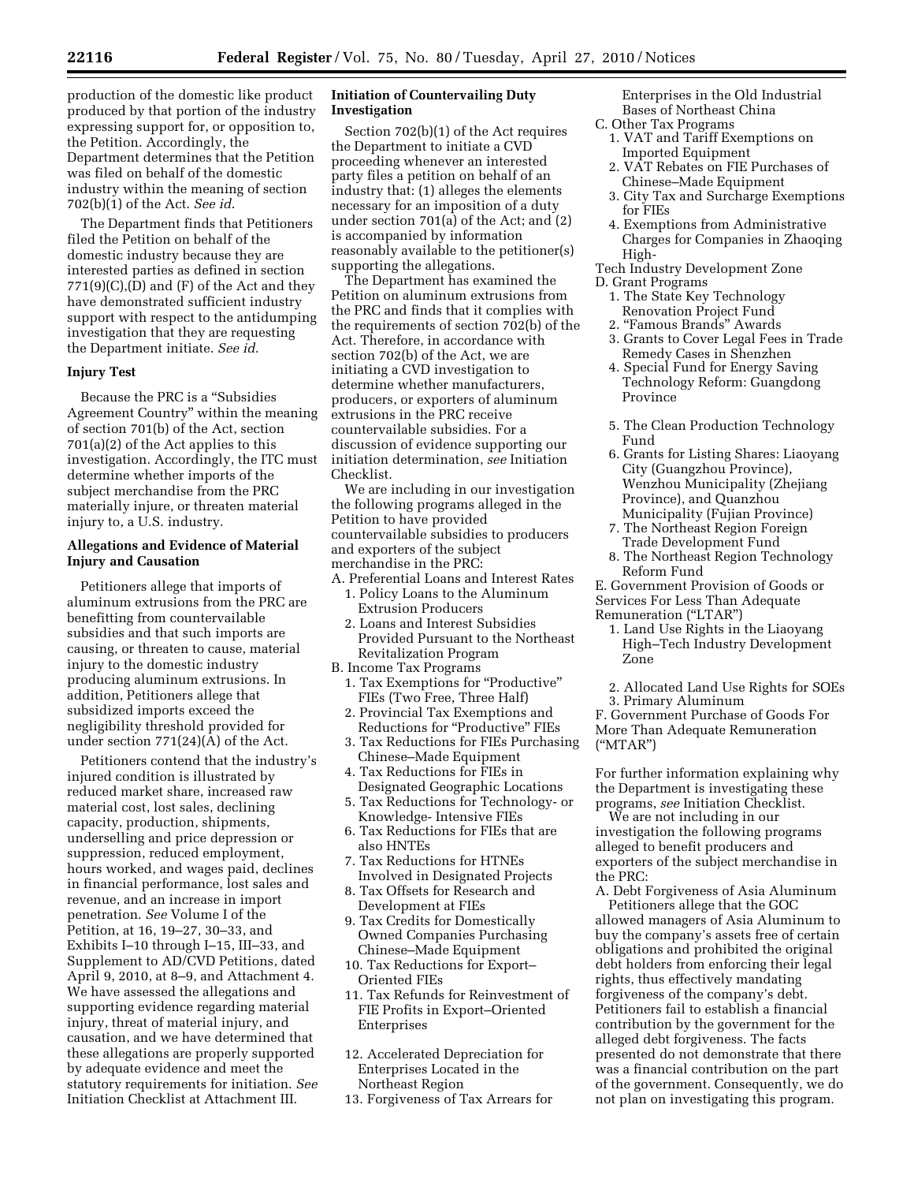production of the domestic like product produced by that portion of the industry expressing support for, or opposition to, the Petition. Accordingly, the Department determines that the Petition was filed on behalf of the domestic industry within the meaning of section 702(b)(1) of the Act. *See id*.

The Department finds that Petitioners filed the Petition on behalf of the domestic industry because they are interested parties as defined in section 771(9)(C),(D) and (F) of the Act and they have demonstrated sufficient industry support with respect to the antidumping investigation that they are requesting the Department initiate. *See id*.

**Injury Test**

Because the PRC is a "Subsidies Agreement Country" within the meaning of section 701(b) of the Act, section 701(a)(2) of the Act applies to this investigation. Accordingly, the ITC must determine whether imports of the subject merchandise from the PRC materially injure, or threaten material injury to, a U.S. industry.

**Allegations and Evidence of Material Injury and Causation**

Petitioners allege that imports of aluminum extrusions from the PRC are benefitting from countervailable subsidies and that such imports are causing, or threaten to cause, material injury to the domestic industry producing aluminum extrusions. In addition, Petitioners allege that subsidized imports exceed the negligibility threshold provided for under section 771(24)(A) of the Act.

Petitioners contend that the industry's injured condition is illustrated by reduced market share, increased raw material cost, lost sales, declining capacity, production, shipments, underselling and price depression or suppression, reduced employment, hours worked, and wages paid, declines in financial performance, lost sales and revenue, and an increase in import penetration. *See* Volume I of the Petition, at 16, 19–27, 30–33, and Exhibits I–10 through I–15, III–33, and Supplement to AD/CVD Petitions, dated April 9, 2010, at 8–9, and Attachment 4. We have assessed the allegations and supporting evidence regarding material injury, threat of material injury, and causation, and we have determined that these allegations are properly supported by adequate evidence and meet the statutory requirements for initiation. *See* Initiation Checklist at Attachment III.

**Initiation of Countervailing Duty Investigation**

Section 702(b)(1) of the Act requires the Department to initiate a CVD proceeding whenever an interested party files a petition on behalf of an industry that: (1) alleges the elements necessary for an imposition of a duty under section 701(a) of the Act; and (2) is accompanied by information reasonably available to the petitioner(s) supporting the allegations.

The Department has examined the Petition on aluminum extrusions from the PRC and finds that it complies with the requirements of section 702(b) of the Act. Therefore, in accordance with section 702(b) of the Act, we are initiating a CVD investigation to determine whether manufacturers, producers, or exporters of aluminum extrusions in the PRC receive countervailable subsidies. For a discussion of evidence supporting our initiation determination, *see* Initiation Checklist.

We are including in our investigation the following programs alleged in the Petition to have provided countervailable subsidies to producers and exporters of the subject merchandise in the PRC:

A. Preferential Loans and Interest Rates
  1. Policy Loans to the Aluminum Extrusion Producers
  2. Loans and Interest Subsidies Provided Pursuant to the Northeast Revitalization Program

B. Income Tax Programs
  1. Tax Exemptions for "Productive" FIEs (Two Free, Three Half)
  2. Provincial Tax Exemptions and Reductions for "Productive" FIEs
  3. Tax Reductions for FIEs Purchasing Chinese–Made Equipment
  4. Tax Reductions for FIEs in Designated Geographic Locations
  5. Tax Reductions for Technology- or Knowledge- Intensive FIEs
  6. Tax Reductions for FIEs that are also HNTEs
  7. Tax Reductions for HTNEs Involved in Designated Projects
  8. Tax Offsets for Research and Development at FIEs
  9. Tax Credits for Domestically Owned Companies Purchasing Chinese–Made Equipment
  10. Tax Reductions for Export–Oriented FIEs
  11. Tax Refunds for Reinvestment of FIE Profits in Export–Oriented Enterprises
  12. Accelerated Depreciation for Enterprises Located in the Northeast Region
  13. Forgiveness of Tax Arrears for Enterprises in the Old Industrial Bases of Northeast China

C. Other Tax Programs
  1. VAT and Tariff Exemptions on Imported Equipment
  2. VAT Rebates on FIE Purchases of Chinese–Made Equipment
  3. City Tax and Surcharge Exemptions for FIEs
  4. Exemptions from Administrative Charges for Companies in Zhaoqing High-Tech Industry Development Zone

D. Grant Programs
  1. The State Key Technology Renovation Project Fund
  2. "Famous Brands" Awards
  3. Grants to Cover Legal Fees in Trade Remedy Cases in Shenzhen
  4. Special Fund for Energy Saving Technology Reform: Guangdong Province
  5. The Clean Production Technology Fund
  6. Grants for Listing Shares: Liaoyang City (Guangzhou Province), Wenzhou Municipality (Zhejiang Province), and Quanzhou Municipality (Fujian Province)
  7. The Northeast Region Foreign Trade Development Fund
  8. The Northeast Region Technology Reform Fund

E. Government Provision of Goods or Services For Less Than Adequate Remuneration ("LTAR")
  1. Land Use Rights in the Liaoyang High–Tech Industry Development Zone
  2. Allocated Land Use Rights for SOEs
  3. Primary Aluminum

F. Government Purchase of Goods For More Than Adequate Remuneration ("MTAR")

For further information explaining why the Department is investigating these programs, *see* Initiation Checklist.

We are not including in our investigation the following programs alleged to benefit producers and exporters of the subject merchandise in the PRC:

A. Debt Forgiveness of Asia Aluminum

Petitioners allege that the GOC allowed managers of Asia Aluminum to buy the company's assets free of certain obligations and prohibited the original debt holders from enforcing their legal rights, thus effectively mandating forgiveness of the company's debt. Petitioners fail to establish a financial contribution by the government for the alleged debt forgiveness. The facts presented do not demonstrate that there was a financial contribution on the part of the government. Consequently, we do not plan on investigating this program.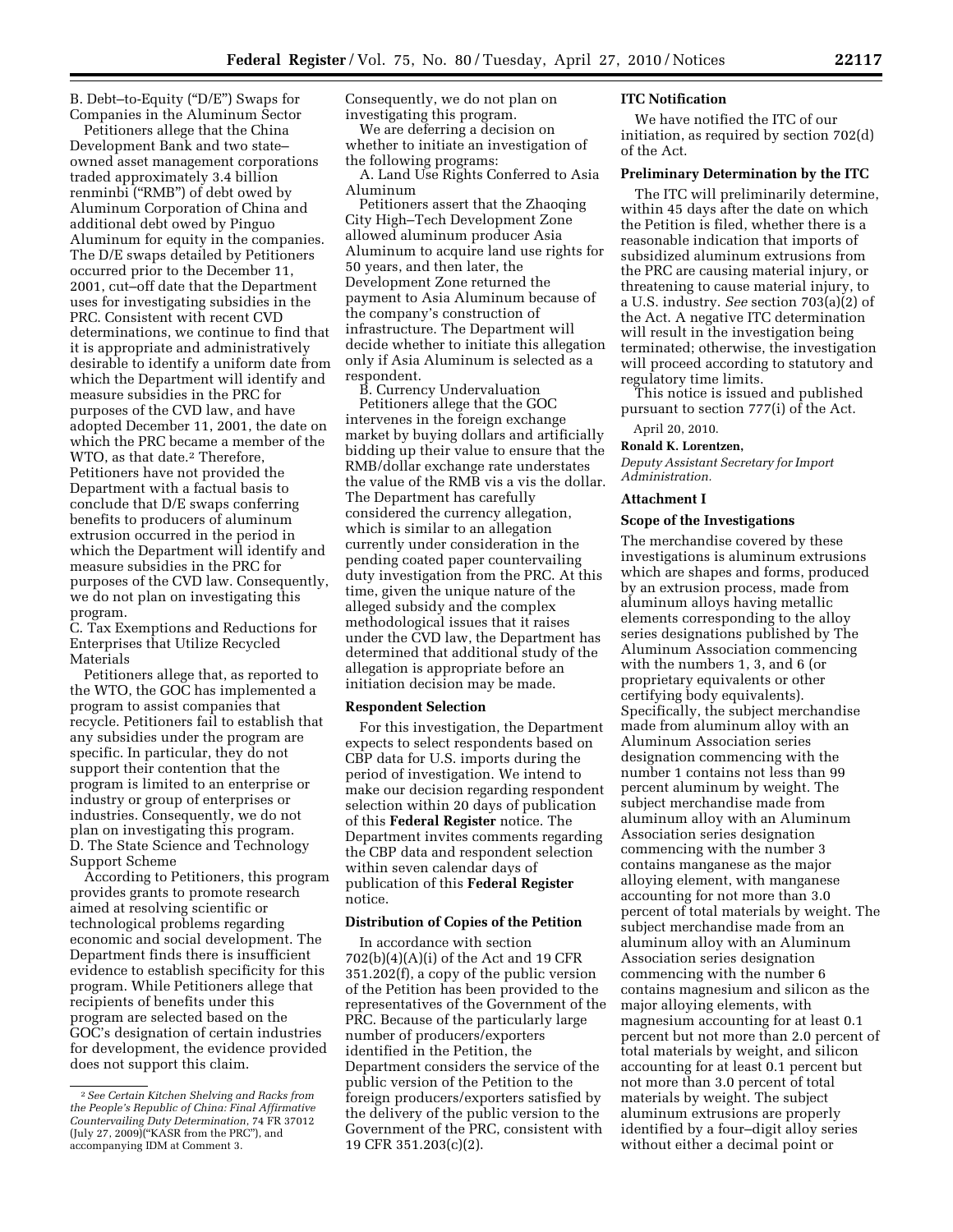B. Debt–to-Equity ("D/E") Swaps for Companies in the Aluminum Sector

Petitioners allege that the China Development Bank and two state–owned asset management corporations traded approximately 3.4 billion renminbi ("RMB") of debt owed by Aluminum Corporation of China and additional debt owed by Pinguo Aluminum for equity in the companies. The D/E swaps detailed by Petitioners occurred prior to the December 11, 2001, cut–off date that the Department uses for investigating subsidies in the PRC. Consistent with recent CVD determinations, we continue to find that it is appropriate and administratively desirable to identify a uniform date from which the Department will identify and measure subsidies in the PRC for purposes of the CVD law, and have adopted December 11, 2001, the date on which the PRC became a member of the WTO, as that date.[2] Therefore, Petitioners have not provided the Department with a factual basis to conclude that D/E swaps conferring benefits to producers of aluminum extrusion occurred in the period in which the Department will identify and measure subsidies in the PRC for purposes of the CVD law. Consequently, we do not plan on investigating this program.

C. Tax Exemptions and Reductions for Enterprises that Utilize Recycled Materials

Petitioners allege that, as reported to the WTO, the GOC has implemented a program to assist companies that recycle. Petitioners fail to establish that any subsidies under the program are specific. In particular, they do not support their contention that the program is limited to an enterprise or industry or group of enterprises or industries. Consequently, we do not plan on investigating this program.

D. The State Science and Technology Support Scheme

According to Petitioners, this program provides grants to promote research aimed at resolving scientific or technological problems regarding economic and social development. The Department finds there is insufficient evidence to establish specificity for this program. While Petitioners allege that recipients of benefits under this program are selected based on the GOC's designation of certain industries for development, the evidence provided does not support this claim. Consequently, we do not plan on investigating this program.

We are deferring a decision on whether to initiate an investigation of the following programs:

A. Land Use Rights Conferred to Asia Aluminum

Petitioners assert that the Zhaoqing City High–Tech Development Zone allowed aluminum producer Asia Aluminum to acquire land use rights for 50 years, and then later, the Development Zone returned the payment to Asia Aluminum because of the company's construction of infrastructure. The Department will decide whether to initiate this allegation only if Asia Aluminum is selected as a respondent.

B. Currency Undervaluation

Petitioners allege that the GOC intervenes in the foreign exchange market by buying dollars and artificially bidding up their value to ensure that the RMB/dollar exchange rate understates the value of the RMB vis a vis the dollar. The Department has carefully considered the currency allegation, which is similar to an allegation currently under consideration in the pending coated paper countervailing duty investigation from the PRC. At this time, given the unique nature of the alleged subsidy and the complex methodological issues that it raises under the CVD law, the Department has determined that additional study of the allegation is appropriate before an initiation decision may be made.

## Respondent Selection

For this investigation, the Department expects to select respondents based on CBP data for U.S. imports during the period of investigation. We intend to make our decision regarding respondent selection within 20 days of publication of this **Federal Register** notice. The Department invites comments regarding the CBP data and respondent selection within seven calendar days of publication of this **Federal Register** notice.

## Distribution of Copies of the Petition

In accordance with section 702(b)(4)(A)(i) of the Act and 19 CFR 351.202(f), a copy of the public version of the Petition has been provided to the representatives of the Government of the PRC. Because of the particularly large number of producers/exporters identified in the Petition, the Department considers the service of the public version of the Petition to the foreign producers/exporters satisfied by the delivery of the public version to the Government of the PRC, consistent with 19 CFR 351.203(c)(2).

## ITC Notification

We have notified the ITC of our initiation, as required by section 702(d) of the Act.

## Preliminary Determination by the ITC

The ITC will preliminarily determine, within 45 days after the date on which the Petition is filed, whether there is a reasonable indication that imports of subsidized aluminum extrusions from the PRC are causing material injury, or threatening to cause material injury, to a U.S. industry. *See* section 703(a)(2) of the Act. A negative ITC determination will result in the investigation being terminated; otherwise, the investigation will proceed according to statutory and regulatory time limits.

This notice is issued and published pursuant to section 777(i) of the Act.

April 20, 2010.

**Ronald K. Lorentzen,**

*Deputy Assistant Secretary for Import Administration.*

## Attachment I

## Scope of the Investigations

The merchandise covered by these investigations is aluminum extrusions which are shapes and forms, produced by an extrusion process, made from aluminum alloys having metallic elements corresponding to the alloy series designations published by The Aluminum Association commencing with the numbers 1, 3, and 6 (or proprietary equivalents or other certifying body equivalents). Specifically, the subject merchandise made from aluminum alloy with an Aluminum Association series designation commencing with the number 1 contains not less than 99 percent aluminum by weight. The subject merchandise made from aluminum alloy with an Aluminum Association series designation commencing with the number 3 contains manganese as the major alloying element, with manganese accounting for not more than 3.0 percent of total materials by weight. The subject merchandise made from an aluminum alloy with an Aluminum Association series designation commencing with the number 6 contains magnesium and silicon as the major alloying elements, with magnesium accounting for at least 0.1 percent but not more than 2.0 percent of total materials by weight, and silicon accounting for at least 0.1 percent but not more than 3.0 percent of total materials by weight. The subject aluminum extrusions are properly identified by a four–digit alloy series without either a decimal point or

---

[2] *See Certain Kitchen Shelving and Racks from the People's Republic of China: Final Affirmative Countervailing Duty Determination*, 74 FR 37012 (July 27, 2009)("KASR from the PRC"), and accompanying IDM at Comment 3.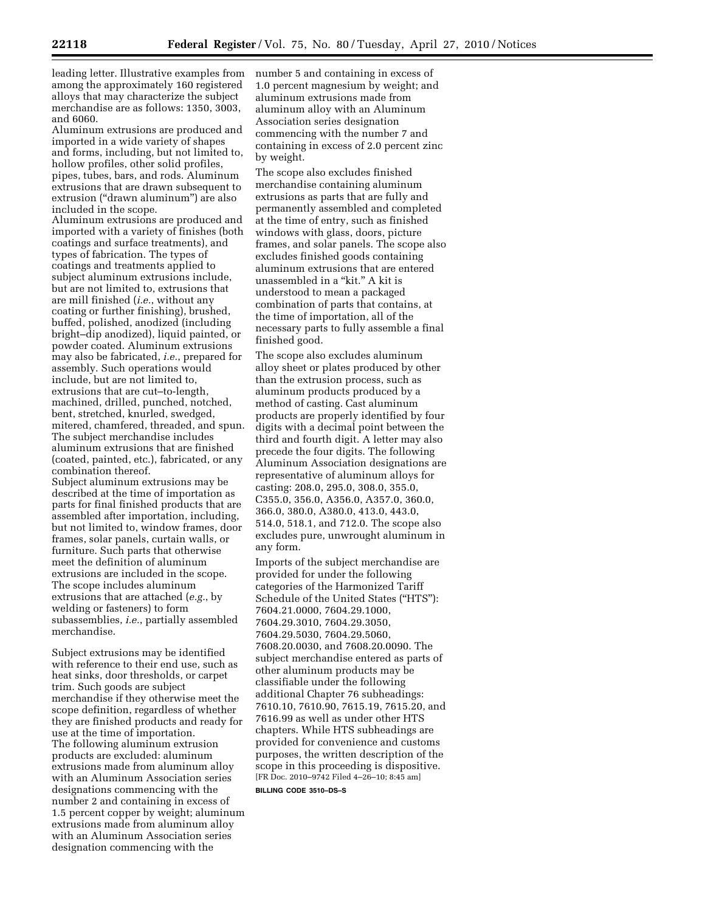leading letter. Illustrative examples from among the approximately 160 registered alloys that may characterize the subject merchandise are as follows: 1350, 3003, and 6060.

Aluminum extrusions are produced and imported in a wide variety of shapes and forms, including, but not limited to, hollow profiles, other solid profiles, pipes, tubes, bars, and rods. Aluminum extrusions that are drawn subsequent to extrusion ("drawn aluminum") are also included in the scope.

Aluminum extrusions are produced and imported with a variety of finishes (both coatings and surface treatments), and types of fabrication. The types of coatings and treatments applied to subject aluminum extrusions include, but are not limited to, extrusions that are mill finished (*i.e.*, without any coating or further finishing), brushed, buffed, polished, anodized (including bright–dip anodized), liquid painted, or powder coated. Aluminum extrusions may also be fabricated, *i.e.*, prepared for assembly. Such operations would include, but are not limited to, extrusions that are cut–to-length, machined, drilled, punched, notched, bent, stretched, knurled, swedged, mitered, chamfered, threaded, and spun. The subject merchandise includes aluminum extrusions that are finished (coated, painted, etc.), fabricated, or any combination thereof.

Subject aluminum extrusions may be described at the time of importation as parts for final finished products that are assembled after importation, including, but not limited to, window frames, door frames, solar panels, curtain walls, or furniture. Such parts that otherwise meet the definition of aluminum extrusions are included in the scope. The scope includes aluminum extrusions that are attached (*e.g.*, by welding or fasteners) to form subassemblies, *i.e.*, partially assembled merchandise.

Subject extrusions may be identified with reference to their end use, such as heat sinks, door thresholds, or carpet trim. Such goods are subject merchandise if they otherwise meet the scope definition, regardless of whether they are finished products and ready for use at the time of importation.

The following aluminum extrusion products are excluded: aluminum extrusions made from aluminum alloy with an Aluminum Association series designations commencing with the number 2 and containing in excess of 1.5 percent copper by weight; aluminum extrusions made from aluminum alloy with an Aluminum Association series designation commencing with the number 5 and containing in excess of 1.0 percent magnesium by weight; and aluminum extrusions made from aluminum alloy with an Aluminum Association series designation commencing with the number 7 and containing in excess of 2.0 percent zinc by weight.

The scope also excludes finished merchandise containing aluminum extrusions as parts that are fully and permanently assembled and completed at the time of entry, such as finished windows with glass, doors, picture frames, and solar panels. The scope also excludes finished goods containing aluminum extrusions that are entered unassembled in a "kit." A kit is understood to mean a packaged combination of parts that contains, at the time of importation, all of the necessary parts to fully assemble a final finished good.

The scope also excludes aluminum alloy sheet or plates produced by other than the extrusion process, such as aluminum products produced by a method of casting. Cast aluminum products are properly identified by four digits with a decimal point between the third and fourth digit. A letter may also precede the four digits. The following Aluminum Association designations are representative of aluminum alloys for casting: 208.0, 295.0, 308.0, 355.0, C355.0, 356.0, A356.0, A357.0, 360.0, 366.0, 380.0, A380.0, 413.0, 443.0, 514.0, 518.1, and 712.0. The scope also excludes pure, unwrought aluminum in any form.

Imports of the subject merchandise are provided for under the following categories of the Harmonized Tariff Schedule of the United States ("HTS"): 7604.21.0000, 7604.29.1000, 7604.29.3010, 7604.29.3050, 7604.29.5030, 7604.29.5060, 7608.20.0030, and 7608.20.0090. The subject merchandise entered as parts of other aluminum products may be classifiable under the following additional Chapter 76 subheadings: 7610.10, 7610.90, 7615.19, 7615.20, and 7616.99 as well as under other HTS chapters. While HTS subheadings are provided for convenience and customs purposes, the written description of the scope in this proceeding is dispositive.

[FR Doc. 2010–9742 Filed 4–26–10; 8:45 am]

**BILLING CODE 3510–DS–S**